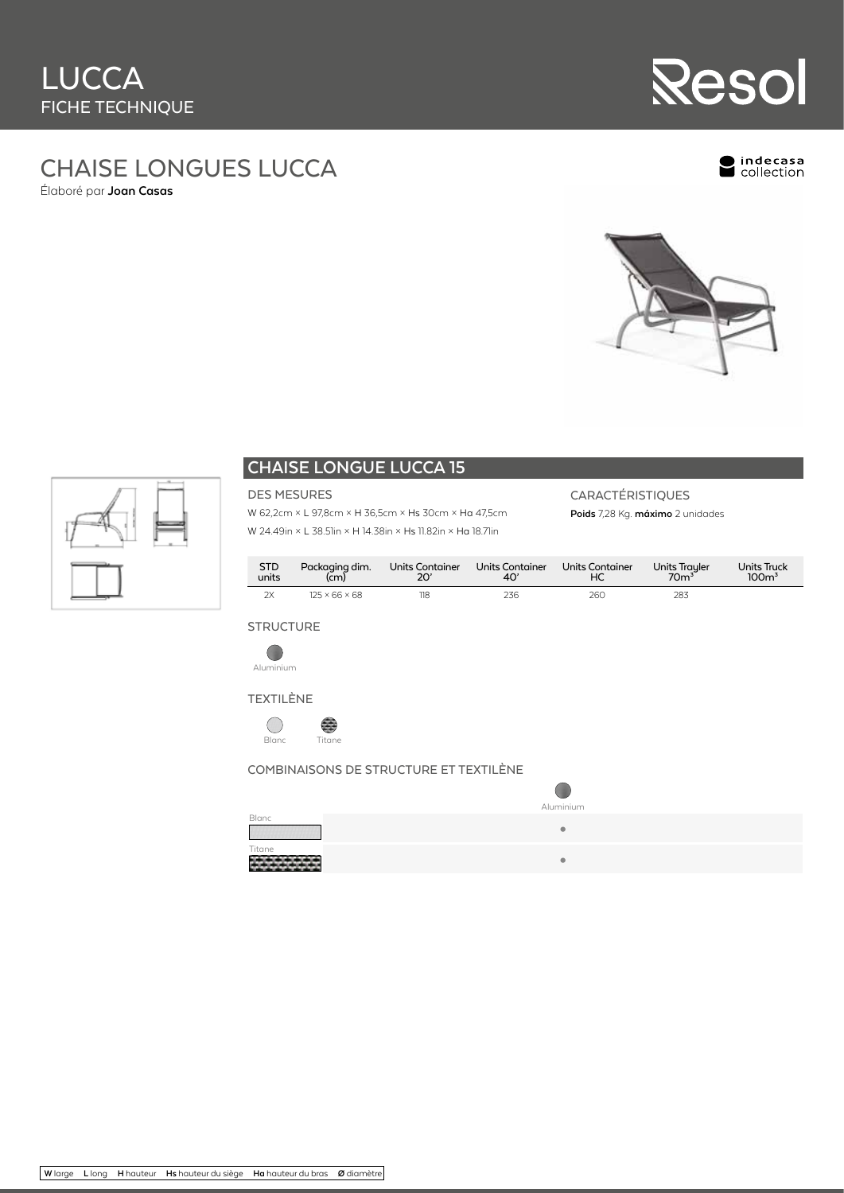# LUCCA

FICHE TECHNIQUE

Resol

## CHAISE LONGUES LUCCA

Élaboré par **Joan Casas**

indecasa collection

## CHAISE LONGUE LUCCA 15

### DES MESURES

W 62,2cm × L 97,8cm × H 36,5cm × Hs 30cm × Ha 47,5cm

W 24.49in × L 38.51in × H 14.38in × Hs 11.82in × Ha 18.71in

### CARACTÉRISTIQUES

**Poids** 7,28 Kg. **máximo** 2 unidades

| STD units | Packaging dim. (cm) | Units Container 20' | Units Container 40' | Units Container HC | Units Trayler 70m³ | Units Truck 100m³ |
|---|---|---|---|---|---|---|
| 2X | 125 × 66 × 68 | 118 | 236 | 260 | 283 | |

### STRUCTURE

Aluminium

### TEXTILÈNE

Blanc

Titane

### COMBINAISONS DE STRUCTURE ET TEXTILÈNE

| | Aluminium |
|---|---|
| Blanc | • |
| Titane | • |

**W** large **L** long **H** hauteur **Hs** hauteur du siège **Ha** hauteur du bras **Ø** diamètre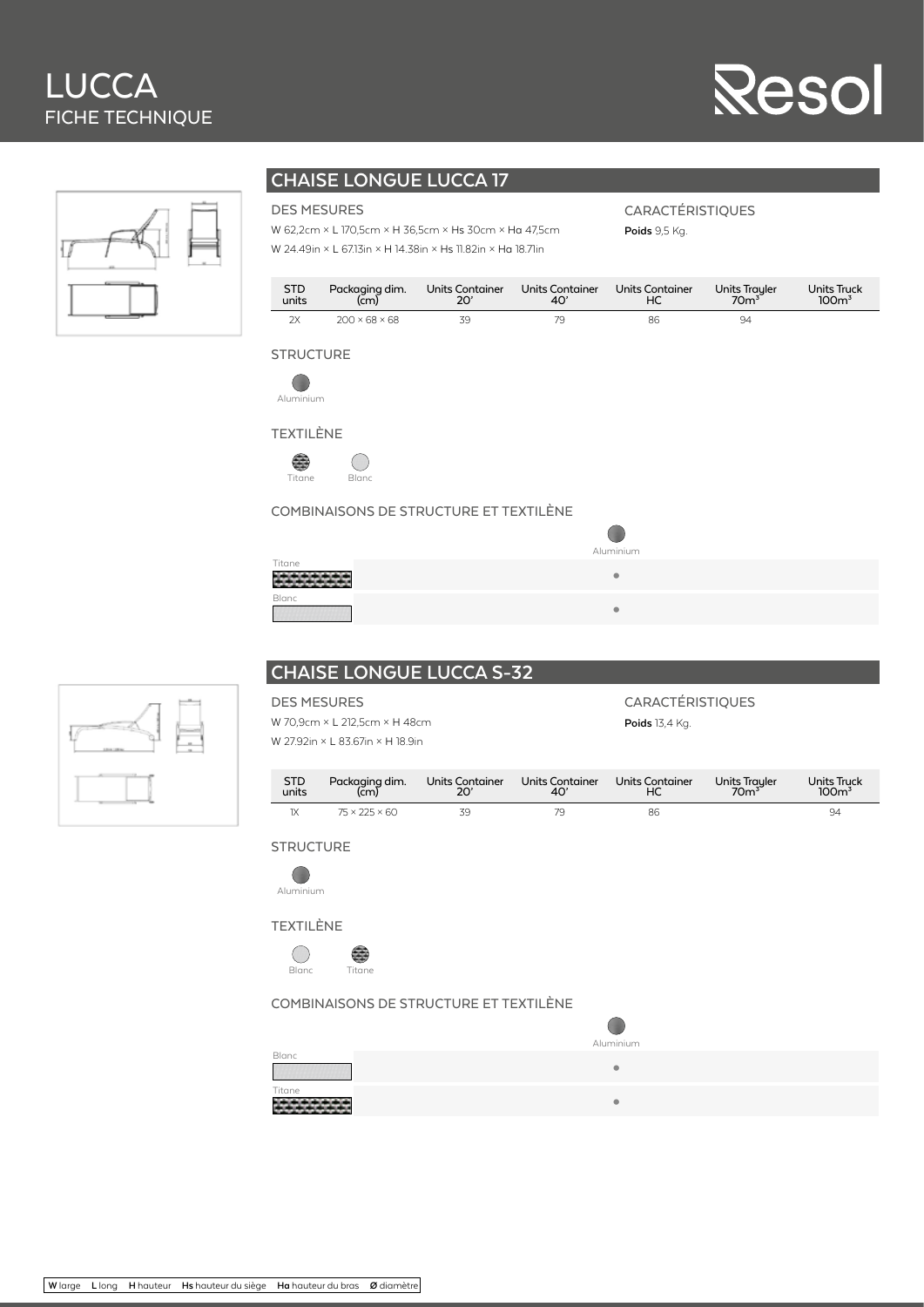## CHAISE LONGUE LUCCA 17

### DES MESURES

W 62,2cm × L 170,5cm × H 36,5cm × Hs 30cm × Ha 47,5cm

W 24.49in × L 67.13in × H 14.38in × Hs 11.82in × Ha 18.71in

### CARACTÉRISTIQUES

**Poids** 9,5 Kg.

| STD units | Packaging dim. (cm) | Units Container 20' | Units Container 40' | Units Container HC | Units Trayler 70m³ | Units Truck 100m³ |
|---|---|---|---|---|---|---|
| 2X | 200 × 68 × 68 | 39 | 79 | 86 | 94 | |

### STRUCTURE

Aluminium

### TEXTILÈNE

Titane

Blanc

### COMBINAISONS DE STRUCTURE ET TEXTILÈNE

| | Aluminium |
|---|---|
| Titane | • |
| Blanc | • |

## CHAISE LONGUE LUCCA S-32

### DES MESURES

W 70,9cm × L 212,5cm × H 48cm

W 27.92in × L 83.67in × H 18.9in

### CARACTÉRISTIQUES

**Poids** 13,4 Kg.

| STD units | Packaging dim. (cm) | Units Container 20' | Units Container 40' | Units Container HC | Units Trayler 70m³ | Units Truck 100m³ |
|---|---|---|---|---|---|---|
| 1X | 75 × 225 × 60 | 39 | 79 | 86 | | 94 |

### STRUCTURE

Aluminium

### TEXTILÈNE

Blanc

Titane

### COMBINAISONS DE STRUCTURE ET TEXTILÈNE

| | Aluminium |
|---|---|
| Blanc | • |
| Titane | • |

**W** large **L** long **H** hauteur **Hs** hauteur du siège **Ha** hauteur du bras **Ø** diamètre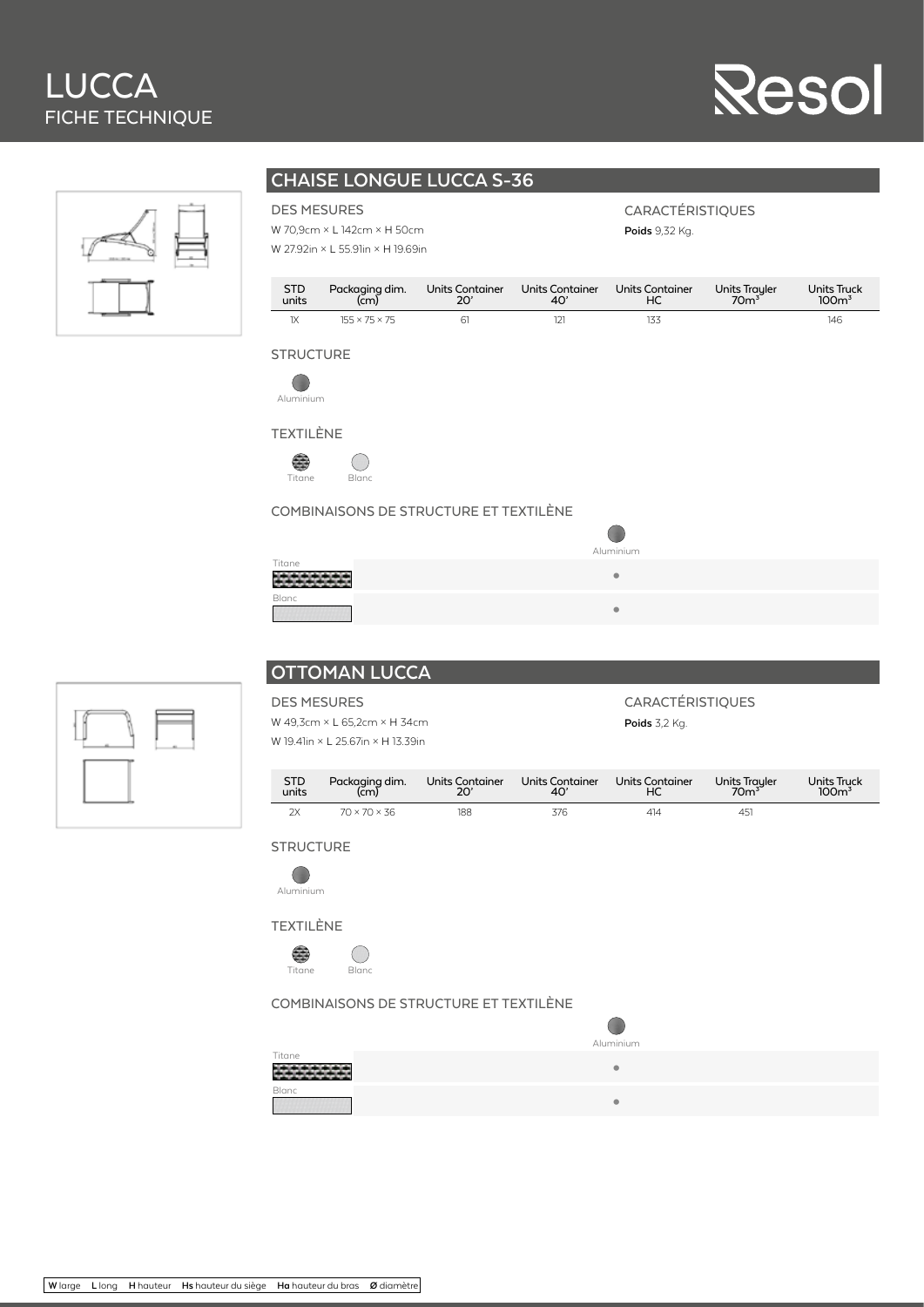## CHAISE LONGUE LUCCA S-36

DES MESURES

W 70,9cm × L 142cm × H 50cm

W 27.92in × L 55.91in × H 19.69in

CARACTÉRISTIQUES

**Poids** 9,32 Kg.

| STD units | Packaging dim. (cm) | Units Container 20' | Units Container 40' | Units Container HC | Units Trayler 70m³ | Units Truck 100m³ |
|---|---|---|---|---|---|---|
| 1X | 155 × 75 × 75 | 61 | 121 | 133 | | 146 |

STRUCTURE

Aluminium

TEXTILÈNE

Titane

Blanc

COMBINAISONS DE STRUCTURE ET TEXTILÈNE

| | Aluminium |
|---|---|
| Titane | ● |
| Blanc | ● |

## OTTOMAN LUCCA

DES MESURES

W 49,3cm × L 65,2cm × H 34cm

W 19.41in × L 25.67in × H 13.39in

CARACTÉRISTIQUES

**Poids** 3,2 Kg.

| STD units | Packaging dim. (cm) | Units Container 20' | Units Container 40' | Units Container HC | Units Trayler 70m³ | Units Truck 100m³ |
|---|---|---|---|---|---|---|
| 2X | 70 × 70 × 36 | 188 | 376 | 414 | 451 | |

STRUCTURE

Aluminium

TEXTILÈNE

Titane

Blanc

COMBINAISONS DE STRUCTURE ET TEXTILÈNE

| | Aluminium |
|---|---|
| Titane | ● |
| Blanc | ● |